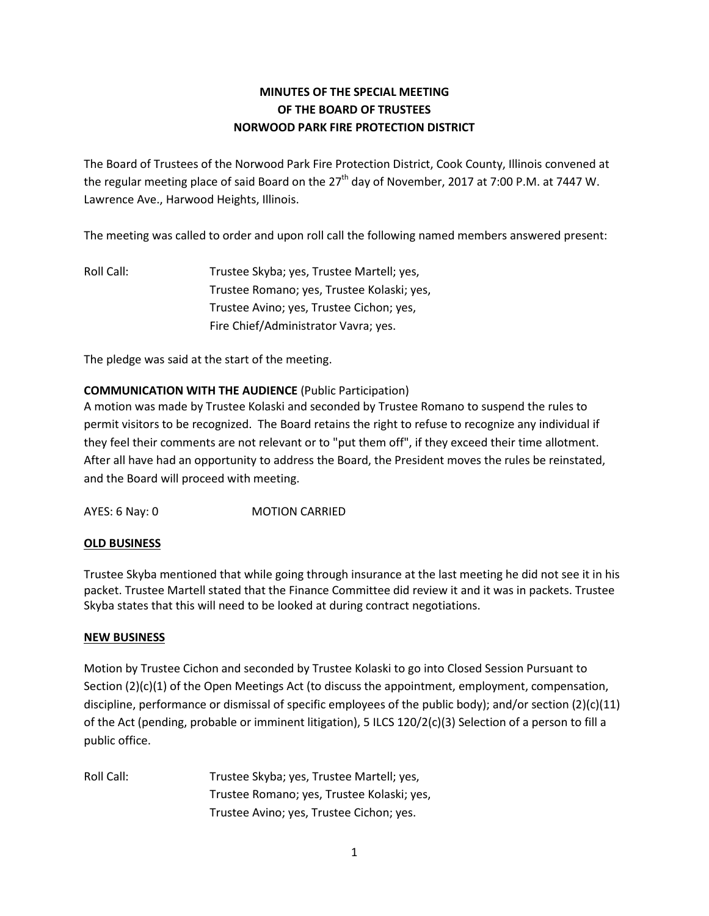# MINUTES OF THE SPECIAL MEETING OF THE BOARD OF TRUSTEES NORWOOD PARK FIRE PROTECTION DISTRICT

The Board of Trustees of the Norwood Park Fire Protection District, Cook County, Illinois convened at the regular meeting place of said Board on the 27th day of November, 2017 at 7:00 P.M. at 7447 W. Lawrence Ave., Harwood Heights, Illinois.

The meeting was called to order and upon roll call the following named members answered present:

Roll Call: Trustee Skyba; yes, Trustee Martell; yes, Trustee Romano; yes, Trustee Kolaski; yes, Trustee Avino; yes, Trustee Cichon; yes, Fire Chief/Administrator Vavra; yes.

The pledge was said at the start of the meeting.

**COMMUNICATION WITH THE AUDIENCE** (Public Participation)

A motion was made by Trustee Kolaski and seconded by Trustee Romano to suspend the rules to permit visitors to be recognized. The Board retains the right to refuse to recognize any individual if they feel their comments are not relevant or to "put them off", if they exceed their time allotment. After all have had an opportunity to address the Board, the President moves the rules be reinstated, and the Board will proceed with meeting.

AYES: 6 Nay: 0 MOTION CARRIED

**OLD BUSINESS**

Trustee Skyba mentioned that while going through insurance at the last meeting he did not see it in his packet. Trustee Martell stated that the Finance Committee did review it and it was in packets. Trustee Skyba states that this will need to be looked at during contract negotiations.

**NEW BUSINESS**

Motion by Trustee Cichon and seconded by Trustee Kolaski to go into Closed Session Pursuant to Section (2)(c)(1) of the Open Meetings Act (to discuss the appointment, employment, compensation, discipline, performance or dismissal of specific employees of the public body); and/or section (2)(c)(11) of the Act (pending, probable or imminent litigation), 5 ILCS 120/2(c)(3) Selection of a person to fill a public office.

Roll Call: Trustee Skyba; yes, Trustee Martell; yes, Trustee Romano; yes, Trustee Kolaski; yes, Trustee Avino; yes, Trustee Cichon; yes.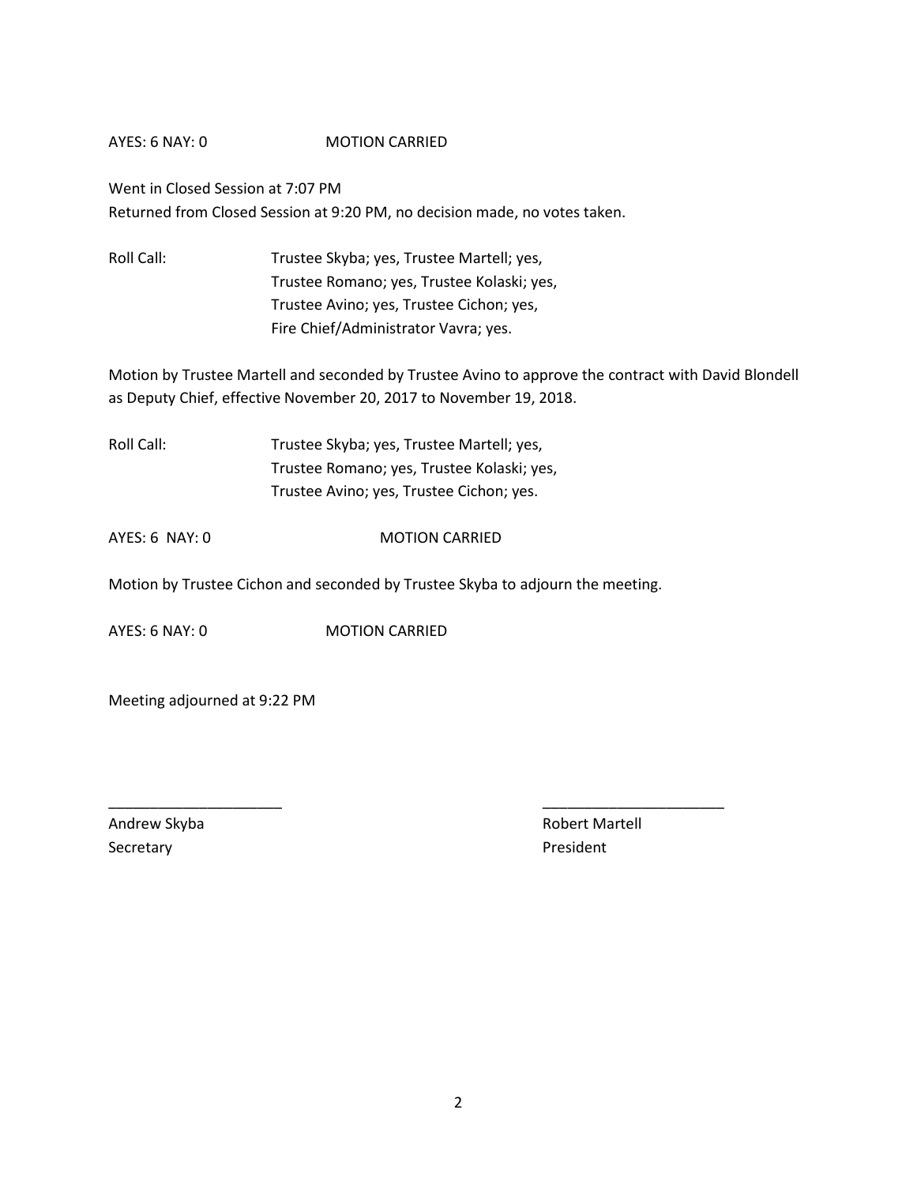AYES: 6 NAY: 0 MOTION CARRIED

Went in Closed Session at 7:07 PM
Returned from Closed Session at 9:20 PM, no decision made, no votes taken.

Roll Call: Trustee Skyba; yes, Trustee Martell; yes,
Trustee Romano; yes, Trustee Kolaski; yes,
Trustee Avino; yes, Trustee Cichon; yes,
Fire Chief/Administrator Vavra; yes.

Motion by Trustee Martell and seconded by Trustee Avino to approve the contract with David Blondell as Deputy Chief, effective November 20, 2017 to November 19, 2018.

Roll Call: Trustee Skyba; yes, Trustee Martell; yes,
Trustee Romano; yes, Trustee Kolaski; yes,
Trustee Avino; yes, Trustee Cichon; yes.

AYES: 6 NAY: 0 MOTION CARRIED

Motion by Trustee Cichon and seconded by Trustee Skyba to adjourn the meeting.

AYES: 6 NAY: 0 MOTION CARRIED

Meeting adjourned at 9:22 PM

_____________________ _____________________

Andrew Skyba
Secretary

Robert Martell
President